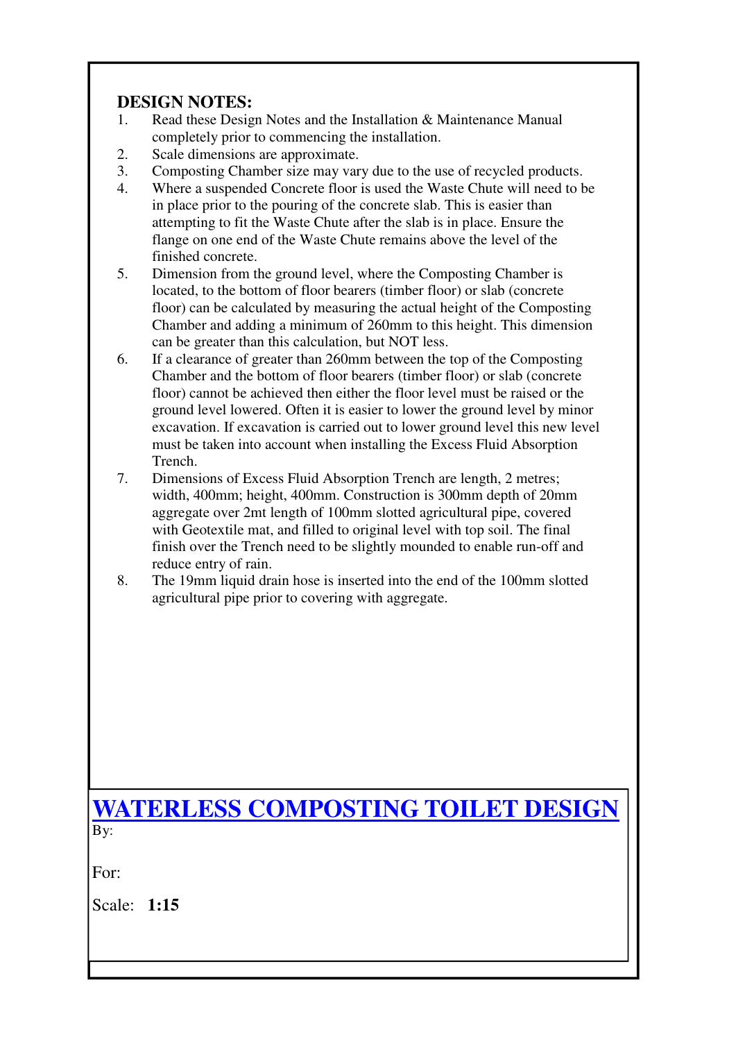## DESIGN NOTES:

1. Read these Design Notes and the Installation & Maintenance Manual completely prior to commencing the installation.
2. Scale dimensions are approximate.
3. Composting Chamber size may vary due to the use of recycled products.
4. Where a suspended Concrete floor is used the Waste Chute will need to be in place prior to the pouring of the concrete slab. This is easier than attempting to fit the Waste Chute after the slab is in place. Ensure the flange on one end of the Waste Chute remains above the level of the finished concrete.
5. Dimension from the ground level, where the Composting Chamber is located, to the bottom of floor bearers (timber floor) or slab (concrete floor) can be calculated by measuring the actual height of the Composting Chamber and adding a minimum of 260mm to this height. This dimension can be greater than this calculation, but NOT less.
6. If a clearance of greater than 260mm between the top of the Composting Chamber and the bottom of floor bearers (timber floor) or slab (concrete floor) cannot be achieved then either the floor level must be raised or the ground level lowered. Often it is easier to lower the ground level by minor excavation. If excavation is carried out to lower ground level this new level must be taken into account when installing the Excess Fluid Absorption Trench.
7. Dimensions of Excess Fluid Absorption Trench are length, 2 metres; width, 400mm; height, 400mm. Construction is 300mm depth of 20mm aggregate over 2mt length of 100mm slotted agricultural pipe, covered with Geotextile mat, and filled to original level with top soil. The final finish over the Trench need to be slightly mounded to enable run-off and reduce entry of rain.
8. The 19mm liquid drain hose is inserted into the end of the 100mm slotted agricultural pipe prior to covering with aggregate.

# WATERLESS COMPOSTING TOILET DESIGN

By:

For:

Scale: **1:15**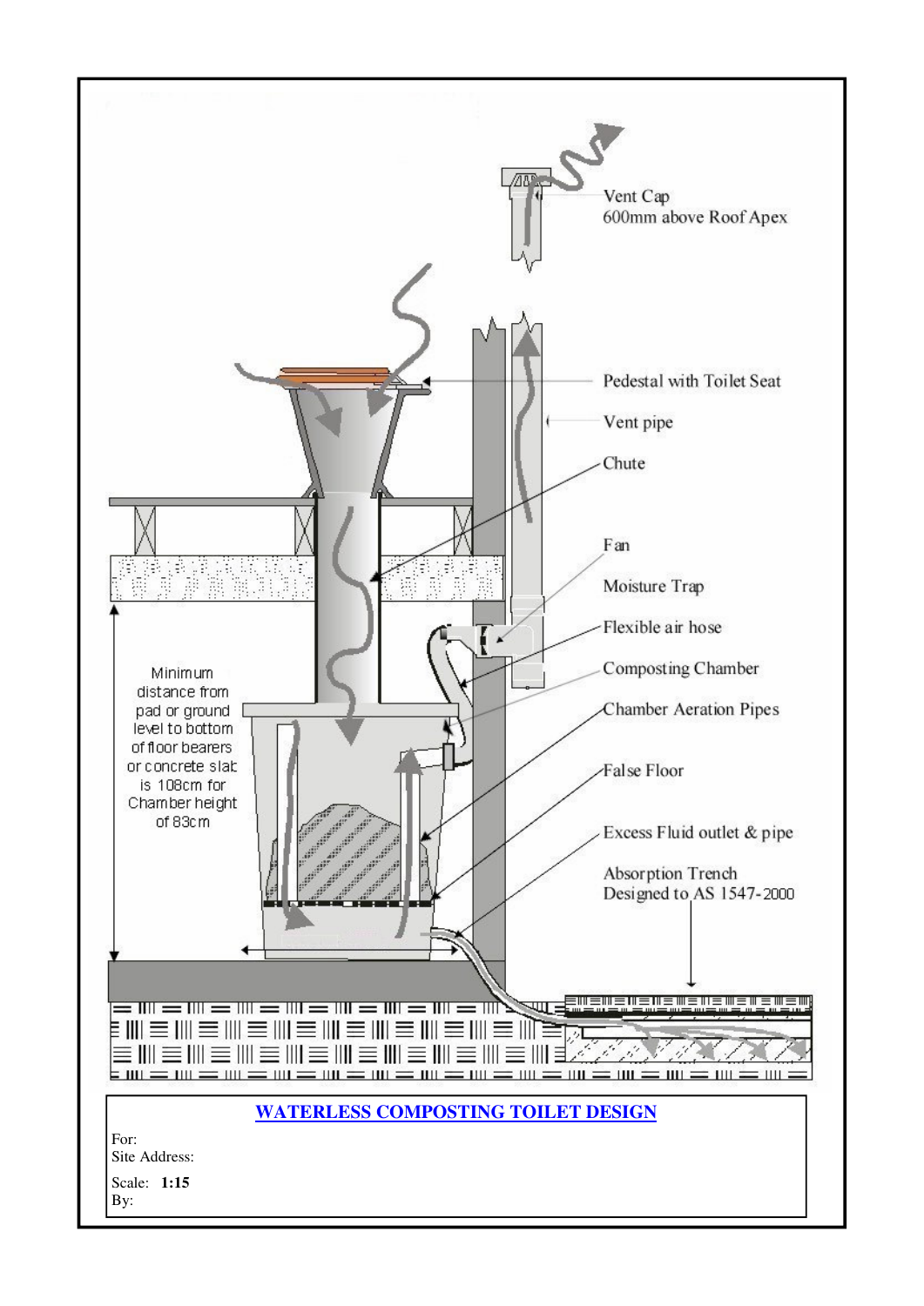Vent Cap
600mm above Roof Apex

Pedestal with Toilet Seat

Vent pipe

Chute

Fan

Moisture Trap

Flexible air hose

Composting Chamber

Chamber Aeration Pipes

False Floor

Excess Fluid outlet & pipe

Absorption Trench
Designed to AS 1547-2000

Minimum distance from pad or ground level to bottom of floor bearers or concrete slab is 108cm for Chamber height of 83cm

## WATERLESS COMPOSTING TOILET DESIGN

For:
Site Address:

Scale: **1:15**
By: